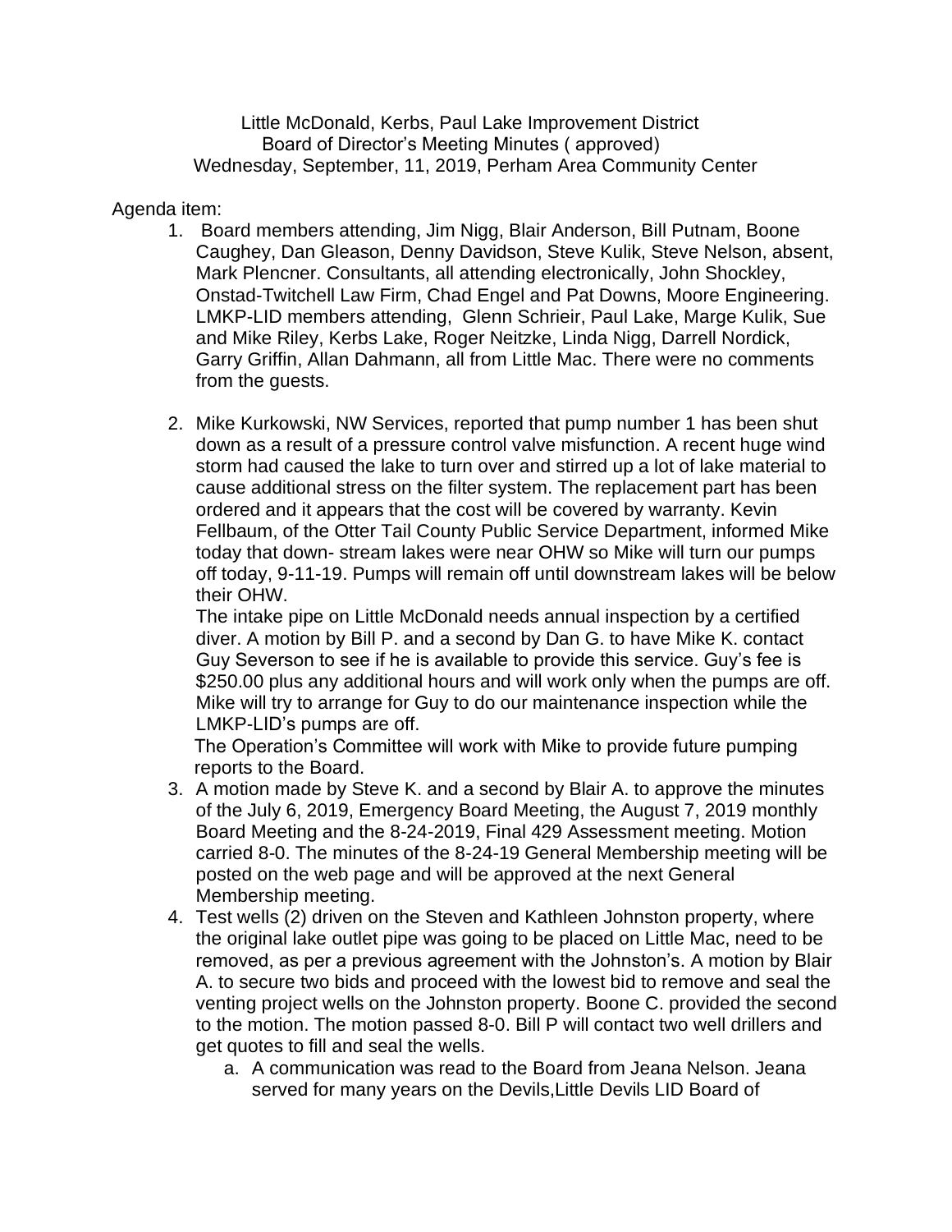Little McDonald, Kerbs, Paul Lake Improvement District
Board of Director's Meeting Minutes ( approved)
Wednesday, September, 11, 2019, Perham Area Community Center

Agenda item:

1. Board members attending, Jim Nigg, Blair Anderson, Bill Putnam, Boone Caughey, Dan Gleason, Denny Davidson, Steve Kulik, Steve Nelson, absent, Mark Plencner. Consultants, all attending electronically, John Shockley, Onstad-Twitchell Law Firm, Chad Engel and Pat Downs, Moore Engineering. LMKP-LID members attending, Glenn Schrieir, Paul Lake, Marge Kulik, Sue and Mike Riley, Kerbs Lake, Roger Neitzke, Linda Nigg, Darrell Nordick, Garry Griffin, Allan Dahmann, all from Little Mac. There were no comments from the guests.

2. Mike Kurkowski, NW Services, reported that pump number 1 has been shut down as a result of a pressure control valve misfunction. A recent huge wind storm had caused the lake to turn over and stirred up a lot of lake material to cause additional stress on the filter system. The replacement part has been ordered and it appears that the cost will be covered by warranty. Kevin Fellbaum, of the Otter Tail County Public Service Department, informed Mike today that down- stream lakes were near OHW so Mike will turn our pumps off today, 9-11-19. Pumps will remain off until downstream lakes will be below their OHW.
   The intake pipe on Little McDonald needs annual inspection by a certified diver. A motion by Bill P. and a second by Dan G. to have Mike K. contact Guy Severson to see if he is available to provide this service. Guy's fee is $250.00 plus any additional hours and will work only when the pumps are off. Mike will try to arrange for Guy to do our maintenance inspection while the LMKP-LID's pumps are off.
   The Operation's Committee will work with Mike to provide future pumping reports to the Board.

3. A motion made by Steve K. and a second by Blair A. to approve the minutes of the July 6, 2019, Emergency Board Meeting, the August 7, 2019 monthly Board Meeting and the 8-24-2019, Final 429 Assessment meeting. Motion carried 8-0. The minutes of the 8-24-19 General Membership meeting will be posted on the web page and will be approved at the next General Membership meeting.

4. Test wells (2) driven on the Steven and Kathleen Johnston property, where the original lake outlet pipe was going to be placed on Little Mac, need to be removed, as per a previous agreement with the Johnston's. A motion by Blair A. to secure two bids and proceed with the lowest bid to remove and seal the venting project wells on the Johnston property. Boone C. provided the second to the motion. The motion passed 8-0. Bill P will contact two well drillers and get quotes to fill and seal the wells.
   a. A communication was read to the Board from Jeana Nelson. Jeana served for many years on the Devils,Little Devils LID Board of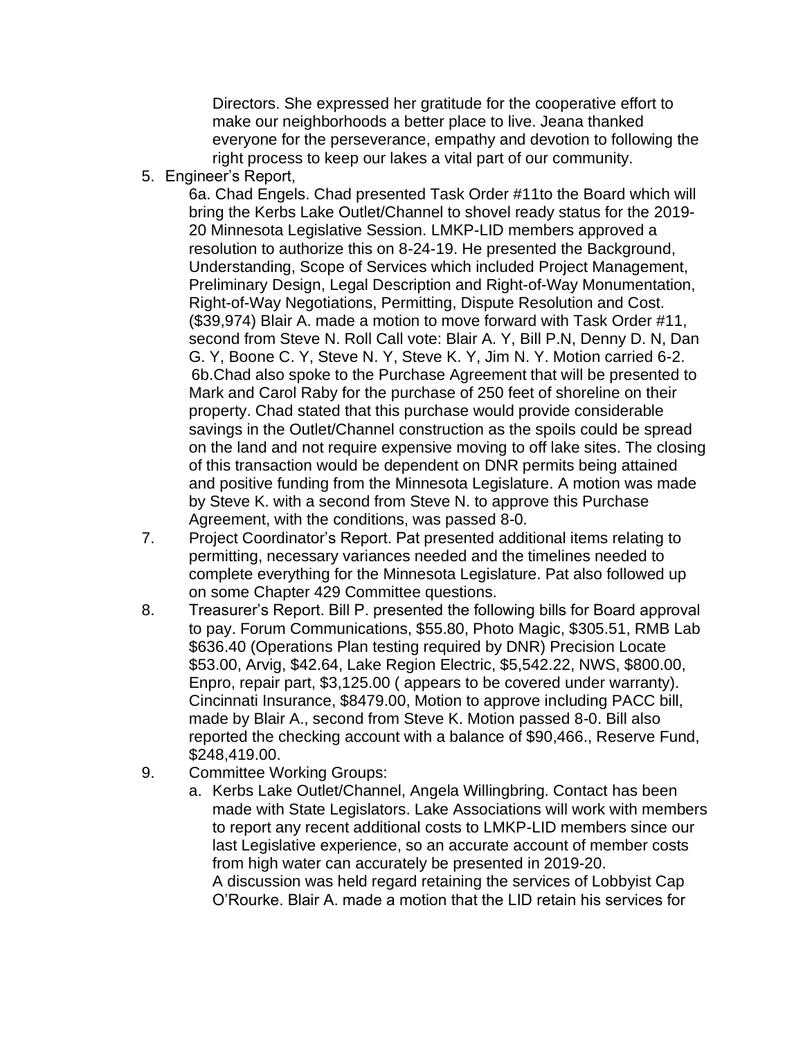Directors. She expressed her gratitude for the cooperative effort to make our neighborhoods a better place to live. Jeana thanked everyone for the perseverance, empathy and devotion to following the right process to keep our lakes a vital part of our community.

5. Engineer's Report,

   6a. Chad Engels. Chad presented Task Order #11to the Board which will bring the Kerbs Lake Outlet/Channel to shovel ready status for the 2019-20 Minnesota Legislative Session. LMKP-LID members approved a resolution to authorize this on 8-24-19. He presented the Background, Understanding, Scope of Services which included Project Management, Preliminary Design, Legal Description and Right-of-Way Monumentation, Right-of-Way Negotiations, Permitting, Dispute Resolution and Cost. ($39,974) Blair A. made a motion to move forward with Task Order #11, second from Steve N. Roll Call vote: Blair A. Y, Bill P.N, Denny D. N, Dan G. Y, Boone C. Y, Steve N. Y, Steve K. Y, Jim N. Y. Motion carried 6-2.

   6b.Chad also spoke to the Purchase Agreement that will be presented to Mark and Carol Raby for the purchase of 250 feet of shoreline on their property. Chad stated that this purchase would provide considerable savings in the Outlet/Channel construction as the spoils could be spread on the land and not require expensive moving to off lake sites. The closing of this transaction would be dependent on DNR permits being attained and positive funding from the Minnesota Legislature. A motion was made by Steve K. with a second from Steve N. to approve this Purchase Agreement, with the conditions, was passed 8-0.

7. Project Coordinator's Report. Pat presented additional items relating to permitting, necessary variances needed and the timelines needed to complete everything for the Minnesota Legislature. Pat also followed up on some Chapter 429 Committee questions.

8. Treasurer's Report. Bill P. presented the following bills for Board approval to pay. Forum Communications, $55.80, Photo Magic, $305.51, RMB Lab $636.40 (Operations Plan testing required by DNR) Precision Locate $53.00, Arvig, $42.64, Lake Region Electric, $5,542.22, NWS, $800.00, Enpro, repair part, $3,125.00 ( appears to be covered under warranty). Cincinnati Insurance, $8479.00, Motion to approve including PACC bill, made by Blair A., second from Steve K. Motion passed 8-0. Bill also reported the checking account with a balance of $90,466., Reserve Fund, $248,419.00.

9. Committee Working Groups:
   a. Kerbs Lake Outlet/Channel, Angela Willingbring. Contact has been made with State Legislators. Lake Associations will work with members to report any recent additional costs to LMKP-LID members since our last Legislative experience, so an accurate account of member costs from high water can accurately be presented in 2019-20.
      A discussion was held regard retaining the services of Lobbyist Cap O'Rourke. Blair A. made a motion that the LID retain his services for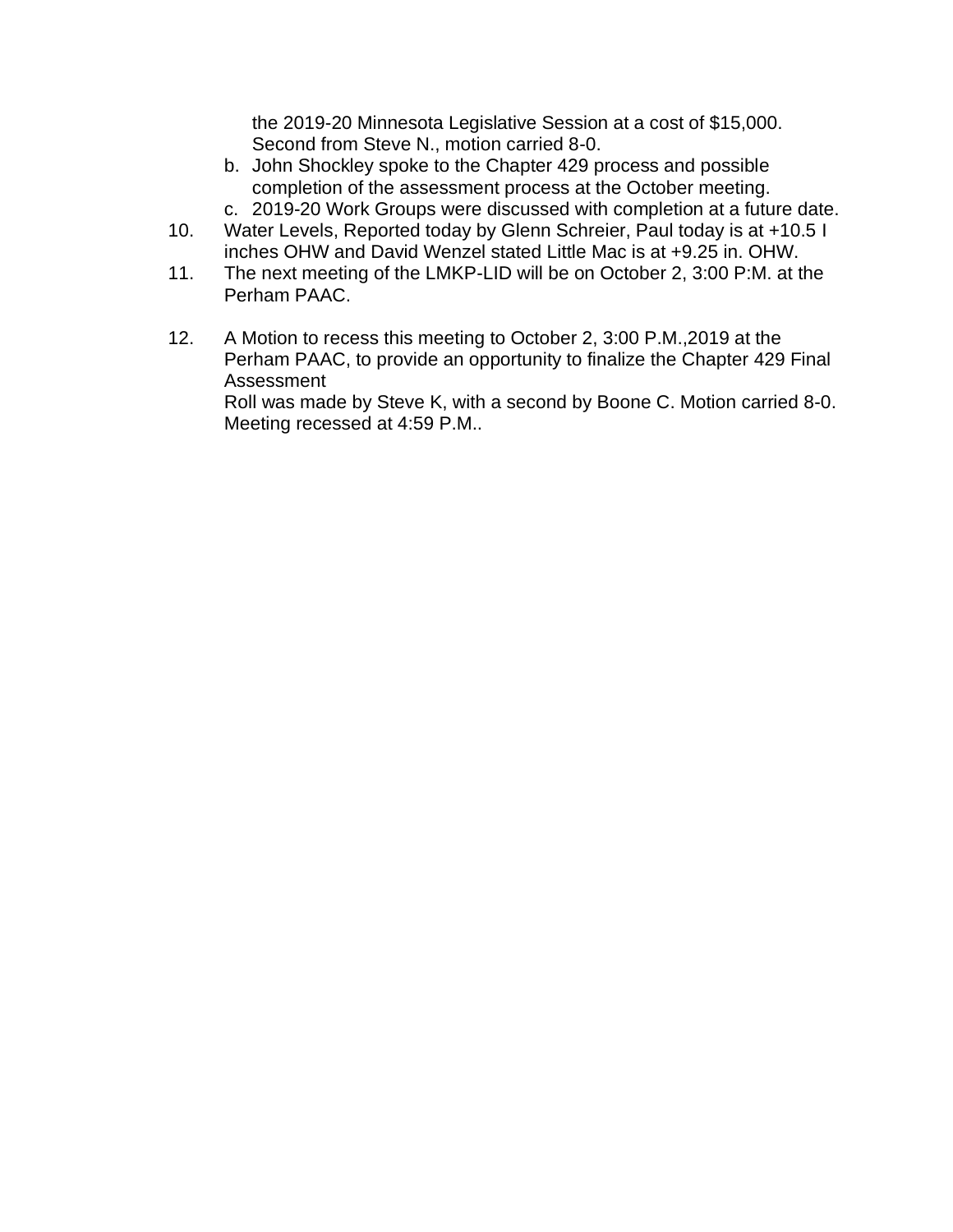the 2019-20 Minnesota Legislative Session at a cost of $15,000. Second from Steve N., motion carried 8-0.

   b. John Shockley spoke to the Chapter 429 process and possible completion of the assessment process at the October meeting.
   c. 2019-20 Work Groups were discussed with completion at a future date.

10. Water Levels, Reported today by Glenn Schreier, Paul today is at +10.5 I inches OHW and David Wenzel stated Little Mac is at +9.25 in. OHW.
11. The next meeting of the LMKP-LID will be on October 2, 3:00 P:M. at the Perham PAAC.

12. A Motion to recess this meeting to October 2, 3:00 P.M.,2019 at the Perham PAAC, to provide an opportunity to finalize the Chapter 429 Final Assessment
    Roll was made by Steve K, with a second by Boone C. Motion carried 8-0. Meeting recessed at 4:59 P.M..